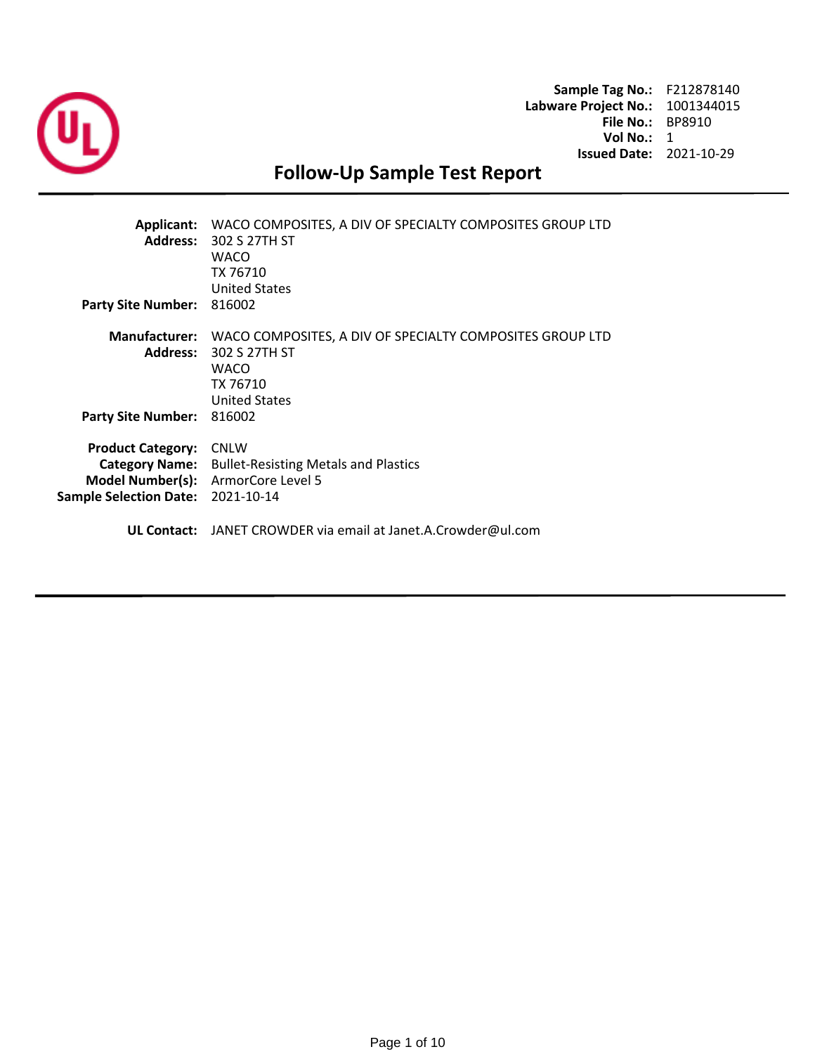**Sample Tag No.:** F212878140
**Labware Project No.:** 1001344015
**File No.:** BP8910
**Vol No.:** 1
**Issued Date:** 2021-10-29

# Follow-Up Sample Test Report

---

**Applicant:** WACO COMPOSITES, A DIV OF SPECIALTY COMPOSITES GROUP LTD
**Address:** 302 S 27TH ST
WACO
TX 76710
United States
**Party Site Number:** 816002

**Manufacturer:** WACO COMPOSITES, A DIV OF SPECIALTY COMPOSITES GROUP LTD
**Address:** 302 S 27TH ST
WACO
TX 76710
United States
**Party Site Number:** 816002

**Product Category:** CNLW
**Category Name:** Bullet-Resisting Metals and Plastics
**Model Number(s):** ArmorCore Level 5
**Sample Selection Date:** 2021-10-14

**UL Contact:** JANET CROWDER via email at Janet.A.Crowder@ul.com

---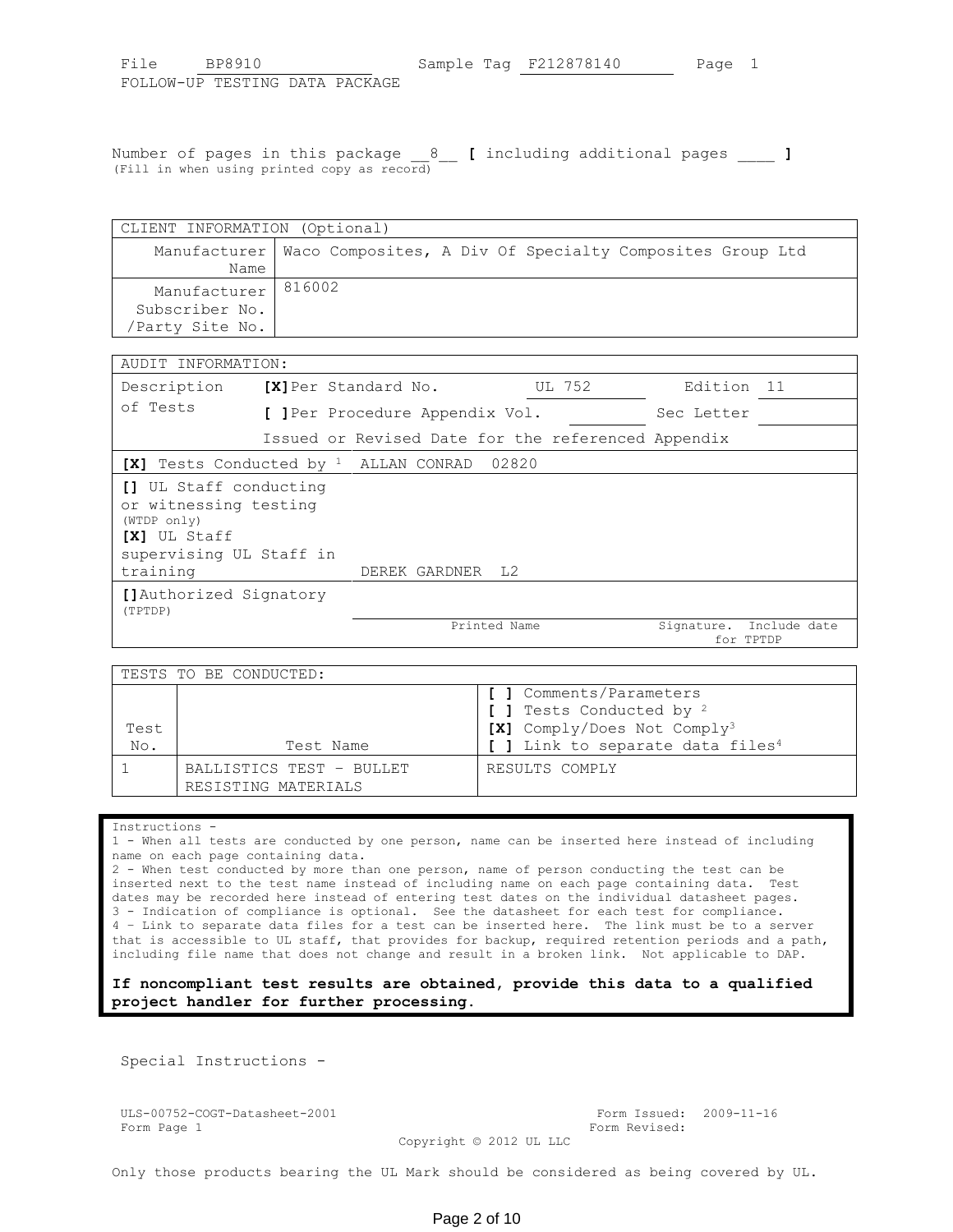File BP8910 Sample Tag F212878140 Page 1

FOLLOW-UP TESTING DATA PACKAGE

Number of pages in this package __8__ **[** including additional pages ____ **]**
(Fill in when using printed copy as record)

| CLIENT INFORMATION (Optional) | |
|---|---|
| Manufacturer Name | Waco Composites, A Div Of Specialty Composites Group Ltd |
| Manufacturer Subscriber No. /Party Site No. | 816002 |

| AUDIT INFORMATION: | | | | |
|---|---|---|---|---|
| Description of Tests | **[X]** Per Standard No. | UL 752 | Edition | 11 |
| | **[ ]** Per Procedure Appendix Vol. | | Sec Letter | |
| | Issued or Revised Date for the referenced Appendix | | | |
| **[X]** Tests Conducted by [1] | ALLAN CONRAD 02820 | | | |
| **[]** UL Staff conducting or witnessing testing (WTDP only) **[X]** UL Staff supervising UL Staff in training | DEREK GARDNER L2 | | | |
| **[]** Authorized Signatory (TPTDP) | Printed Name | | Signature. Include date for TPTDP | |

| TESTS TO BE CONDUCTED: | | |
|---|---|---|
| Test No. | Test Name | **[ ]** Comments/Parameters **[ ]** Tests Conducted by [2] **[X]** Comply/Does Not Comply[3] **[ ]** Link to separate data files[4] |
| 1 | BALLISTICS TEST – BULLET RESISTING MATERIALS | RESULTS COMPLY |

Instructions -
1 - When all tests are conducted by one person, name can be inserted here instead of including name on each page containing data.
2 - When test conducted by more than one person, name of person conducting the test can be inserted next to the test name instead of including name on each page containing data. Test dates may be recorded here instead of entering test dates on the individual datasheet pages.
3 - Indication of compliance is optional. See the datasheet for each test for compliance.
4 – Link to separate data files for a test can be inserted here. The link must be to a server that is accessible to UL staff, that provides for backup, required retention periods and a path, including file name that does not change and result in a broken link. Not applicable to DAP.

**If noncompliant test results are obtained, provide this data to a qualified project handler for further processing.**

Special Instructions -

ULS-00752-COGT-Datasheet-2001 Form Issued: 2009-11-16
Form Page 1 Form Revised:
Copyright © 2012 UL LLC

Only those products bearing the UL Mark should be considered as being covered by UL.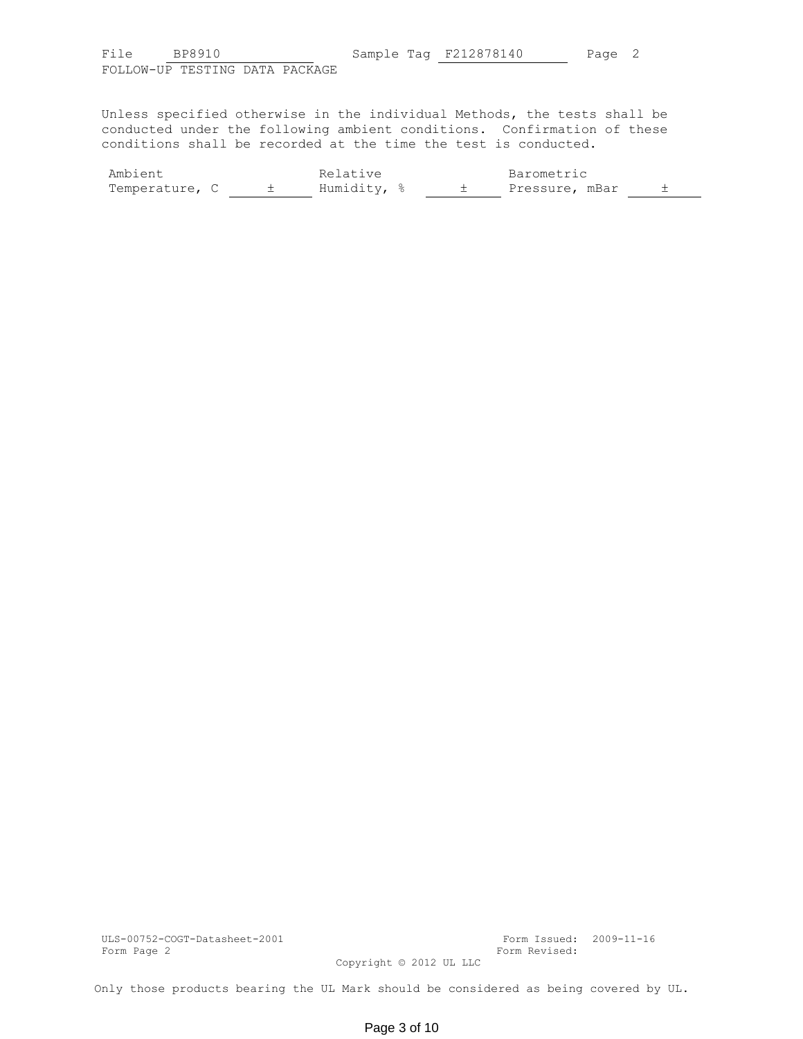File BP8910 Sample Tag F212878140 Page 2

FOLLOW-UP TESTING DATA PACKAGE

Unless specified otherwise in the individual Methods, the tests shall be conducted under the following ambient conditions. Confirmation of these conditions shall be recorded at the time the test is conducted.

| Ambient Temperature, C | ± | Relative Humidity, % | ± | Barometric Pressure, mBar | ± |
|---|---|---|---|---|---|

ULS-00752-COGT-Datasheet-2001
Form Page 2

Form Issued: 2009-11-16
Form Revised:

Copyright © 2012 UL LLC

Only those products bearing the UL Mark should be considered as being covered by UL.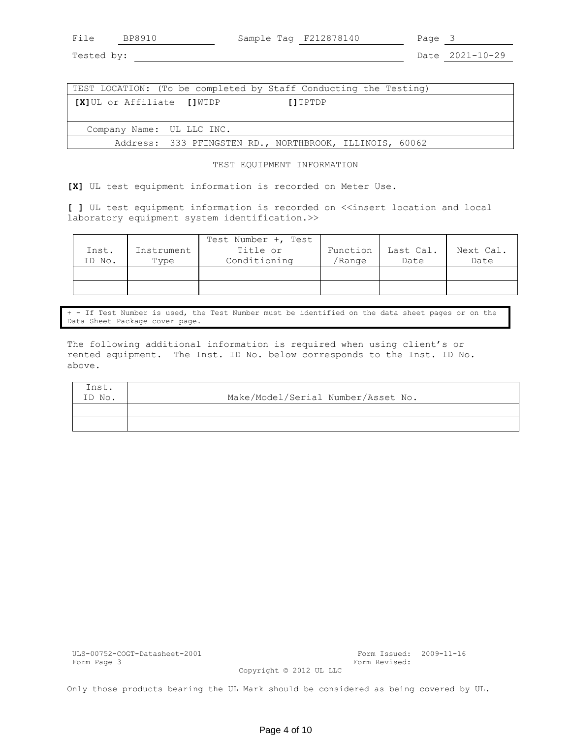File BP8910 Sample Tag F212878140 Page 3

Tested by: Date 2021-10-29

| TEST LOCATION: (To be completed by Staff Conducting the Testing) |
|---|
| **[X]**UL or Affiliate **[]**WTDP **[]**TPTDP |
| Company Name: UL LLC INC. |
| Address: 333 PFINGSTEN RD., NORTHBROOK, ILLINOIS, 60062 |

TEST EQUIPMENT INFORMATION

**[X]** UL test equipment information is recorded on Meter Use.

**[ ]** UL test equipment information is recorded on <<insert location and local laboratory equipment system identification.>>

| Inst. ID No. | Instrument Type | Test Number +, Test Title or Conditioning | Function /Range | Last Cal. Date | Next Cal. Date |
|---|---|---|---|---|---|
| | | | | | |
| | | | | | |

+ - If Test Number is used, the Test Number must be identified on the data sheet pages or on the Data Sheet Package cover page.

The following additional information is required when using client's or rented equipment. The Inst. ID No. below corresponds to the Inst. ID No. above.

| Inst. ID No. | Make/Model/Serial Number/Asset No. |
|---|---|
| | |
| | |

ULS-00752-COGT-Datasheet-2001 Form Issued: 2009-11-16
Form Page 3 Form Revised:
Copyright © 2012 UL LLC

Only those products bearing the UL Mark should be considered as being covered by UL.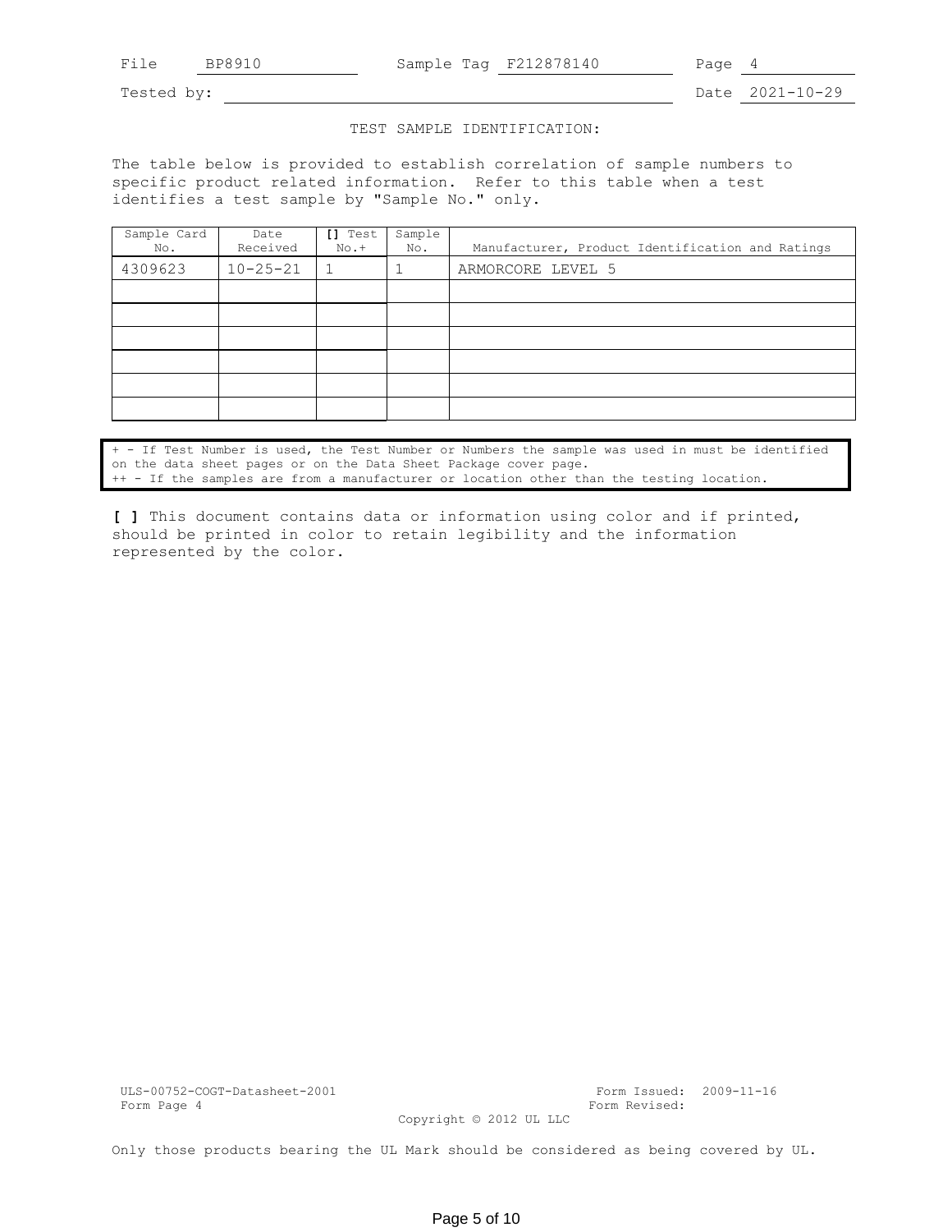File BP8910 Sample Tag F212878140 Page 4

Tested by: Date 2021-10-29

TEST SAMPLE IDENTIFICATION:

The table below is provided to establish correlation of sample numbers to specific product related information. Refer to this table when a test identifies a test sample by "Sample No." only.

| Sample Card No. | Date Received | [] Test No.+ | Sample No. | Manufacturer, Product Identification and Ratings |
|---|---|---|---|---|
| 4309623 | 10-25-21 | 1 | 1 | ARMORCORE LEVEL 5 |
| | | | | |
| | | | | |
| | | | | |
| | | | | |
| | | | | |
| | | | | |

+ - If Test Number is used, the Test Number or Numbers the sample was used in must be identified on the data sheet pages or on the Data Sheet Package cover page.
++ - If the samples are from a manufacturer or location other than the testing location.

**[ ]** This document contains data or information using color and if printed, should be printed in color to retain legibility and the information represented by the color.

ULS-00752-COGT-Datasheet-2001 Form Issued: 2009-11-16
Form Page 4 Form Revised:
Copyright © 2012 UL LLC

Only those products bearing the UL Mark should be considered as being covered by UL.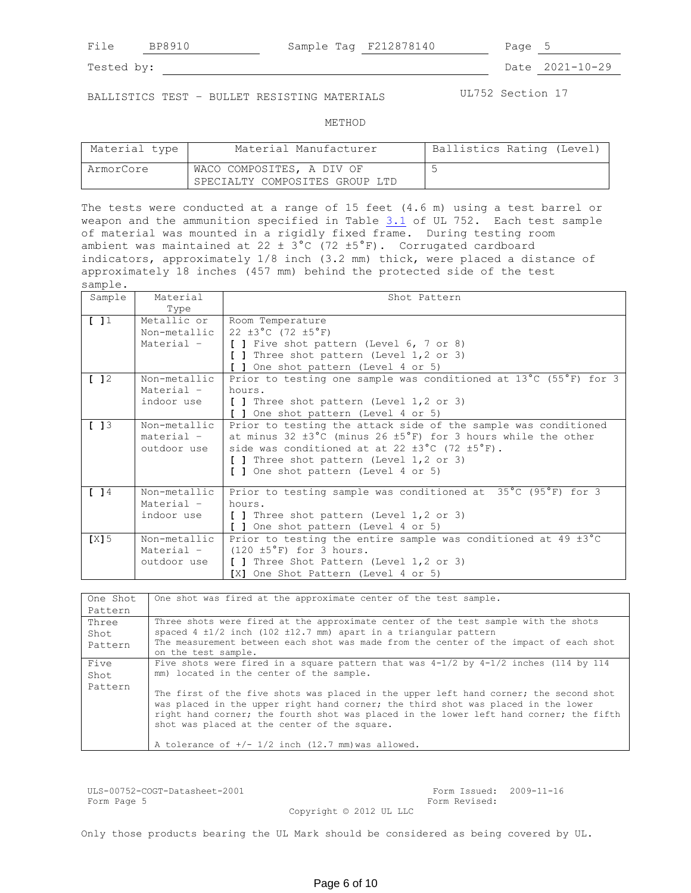| File | BP8910 | Sample Tag | F212878140 | Page | 5 |
|---|---|---|---|---|---|
| Tested by: | | | | Date | 2021-10-29 |

BALLISTICS TEST – BULLET RESISTING MATERIALS — UL752 Section 17

METHOD

| Material type | Material Manufacturer | Ballistics Rating (Level) |
|---|---|---|
| ArmorCore | WACO COMPOSITES, A DIV OF SPECIALTY COMPOSITES GROUP LTD | 5 |

The tests were conducted at a range of 15 feet (4.6 m) using a test barrel or weapon and the ammunition specified in Table 3.1 of UL 752. Each test sample of material was mounted in a rigidly fixed frame. During testing room ambient was maintained at 22 ± 3°C (72 ±5°F). Corrugated cardboard indicators, approximately 1/8 inch (3.2 mm) thick, were placed a distance of approximately 18 inches (457 mm) behind the protected side of the test sample.

| Sample | Material Type | Shot Pattern |
|---|---|---|
| [ ]1 | Metallic or Non-metallic Material – | Room Temperature<br>22 ±3°C (72 ±5°F)<br>[ ] Five shot pattern (Level 6, 7 or 8)<br>[ ] Three shot pattern (Level 1,2 or 3)<br>[ ] One shot pattern (Level 4 or 5) |
| [ ]2 | Non-metallic Material – indoor use | Prior to testing one sample was conditioned at 13°C (55°F) for 3 hours.<br>[ ] Three shot pattern (Level 1,2 or 3)<br>[ ] One shot pattern (Level 4 or 5) |
| [ ]3 | Non-metallic material – outdoor use | Prior to testing the attack side of the sample was conditioned at minus 32 ±3°C (minus 26 ±5°F) for 3 hours while the other side was conditioned at at 22 ±3°C (72 ±5°F).<br>[ ] Three shot pattern (Level 1,2 or 3)<br>[ ] One shot pattern (Level 4 or 5) |
| [ ]4 | Non-metallic Material – indoor use | Prior to testing sample was conditioned at 35°C (95°F) for 3 hours.<br>[ ] Three shot pattern (Level 1,2 or 3)<br>[ ] One shot pattern (Level 4 or 5) |
| [X]5 | Non-metallic Material – outdoor use | Prior to testing the entire sample was conditioned at 49 ±3°C (120 ±5°F) for 3 hours.<br>[ ] Three Shot Pattern (Level 1,2 or 3)<br>[X] One Shot Pattern (Level 4 or 5) |

| | |
|---|---|
| One Shot Pattern | One shot was fired at the approximate center of the test sample. |
| Three Shot Pattern | Three shots were fired at the approximate center of the test sample with the shots spaced 4 ±1/2 inch (102 ±12.7 mm) apart in a triangular pattern<br>The measurement between each shot was made from the center of the impact of each shot on the test sample. |
| Five Shot Pattern | Five shots were fired in a square pattern that was 4-1/2 by 4-1/2 inches (114 by 114 mm) located in the center of the sample.<br><br>The first of the five shots was placed in the upper left hand corner; the second shot was placed in the upper right hand corner; the third shot was placed in the lower right hand corner; the fourth shot was placed in the lower left hand corner; the fifth shot was placed at the center of the square.<br><br>A tolerance of +/- 1/2 inch (12.7 mm) was allowed. |

ULS-00752-COGT-Datasheet-2001 Form Page 5 — Form Issued: 2009-11-16 Form Revised:

Copyright © 2012 UL LLC

Only those products bearing the UL Mark should be considered as being covered by UL.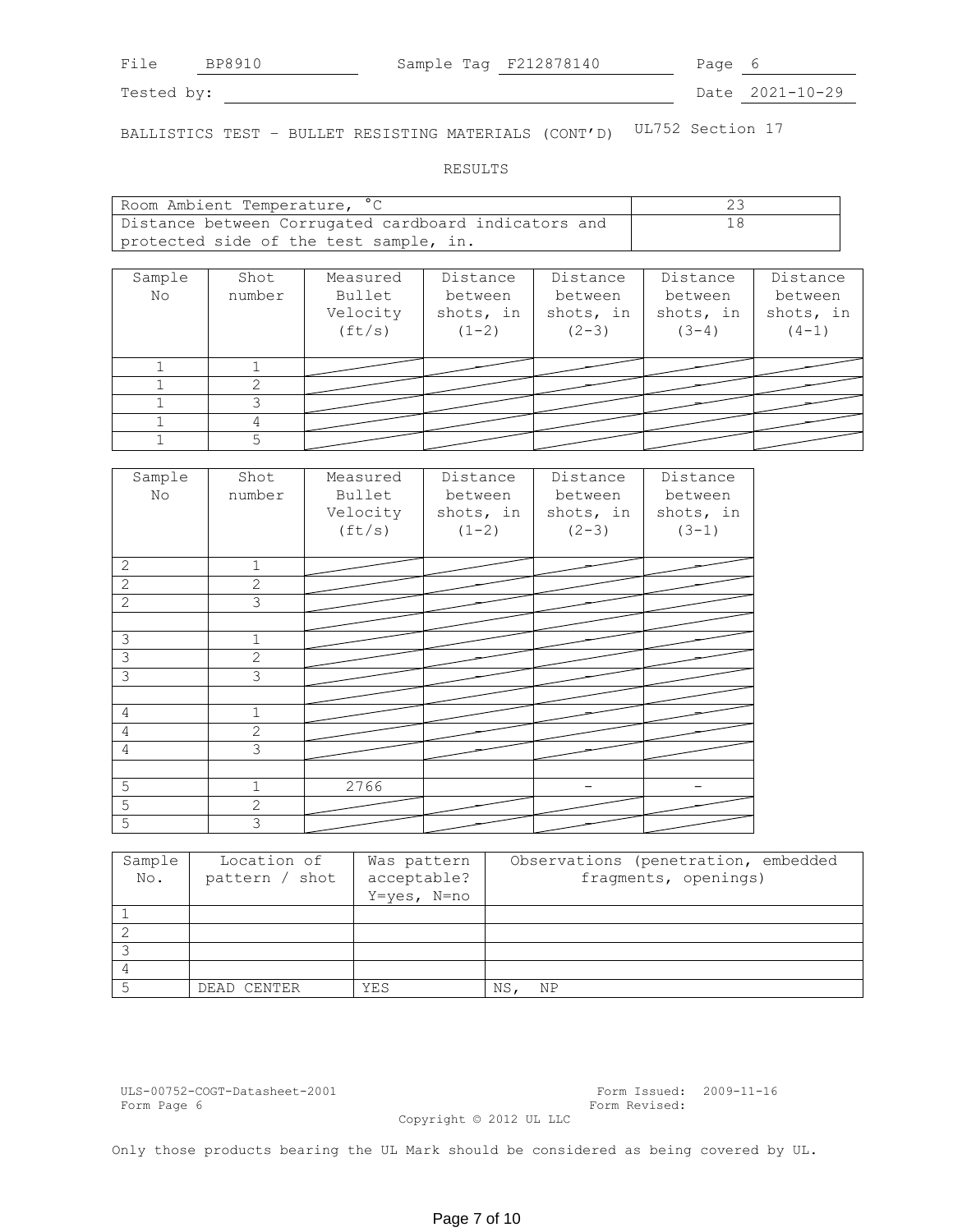File BP8910 Sample Tag F212878140 Page 6

Tested by: Date 2021-10-29

BALLISTICS TEST – BULLET RESISTING MATERIALS (CONT'D) UL752 Section 17

RESULTS

| Room Ambient Temperature, °C | 23 |
|---|---|
| Distance between Corrugated cardboard indicators and protected side of the test sample, in. | 18 |

| Sample No | Shot number | Measured Bullet Velocity (ft/s) | Distance between shots, in (1-2) | Distance between shots, in (2-3) | Distance between shots, in (3-4) | Distance between shots, in (4-1) |
|---|---|---|---|---|---|---|
| 1 | 1 | | – | – | – | – |
| 1 | 2 | | | – | – | – |
| 1 | 3 | | | | – | – |
| 1 | 4 | | | | | – |
| 1 | 5 | | | | | |

| Sample No | Shot number | Measured Bullet Velocity (ft/s) | Distance between shots, in (1-2) | Distance between shots, in (2-3) | Distance between shots, in (3-1) |
|---|---|---|---|---|---|
| 2 | 1 | | | – | – |
| 2 | 2 | | – | | – |
| 2 | 3 | | – | – | |
| | | | | | |
| 3 | 1 | | | – | – |
| 3 | 2 | | – | | – |
| 3 | 3 | | – | – | |
| | | | | | |
| 4 | 1 | | | – | – |
| 4 | 2 | | – | | – |
| 4 | 3 | | – | – | |
| | | | | | |
| 5 | 1 | 2766 | | – | – |
| 5 | 2 | | – | | – |
| 5 | 3 | | – | – | |

| Sample No. | Location of pattern / shot | Was pattern acceptable? Y=yes, N=no | Observations (penetration, embedded fragments, openings) |
|---|---|---|---|
| 1 | | | |
| 2 | | | |
| 3 | | | |
| 4 | | | |
| 5 | DEAD CENTER | YES | NS, NP |

ULS-00752-COGT-Datasheet-2001 Form Issued: 2009-11-16
Form Page 6 Form Revised:
Copyright © 2012 UL LLC

Only those products bearing the UL Mark should be considered as being covered by UL.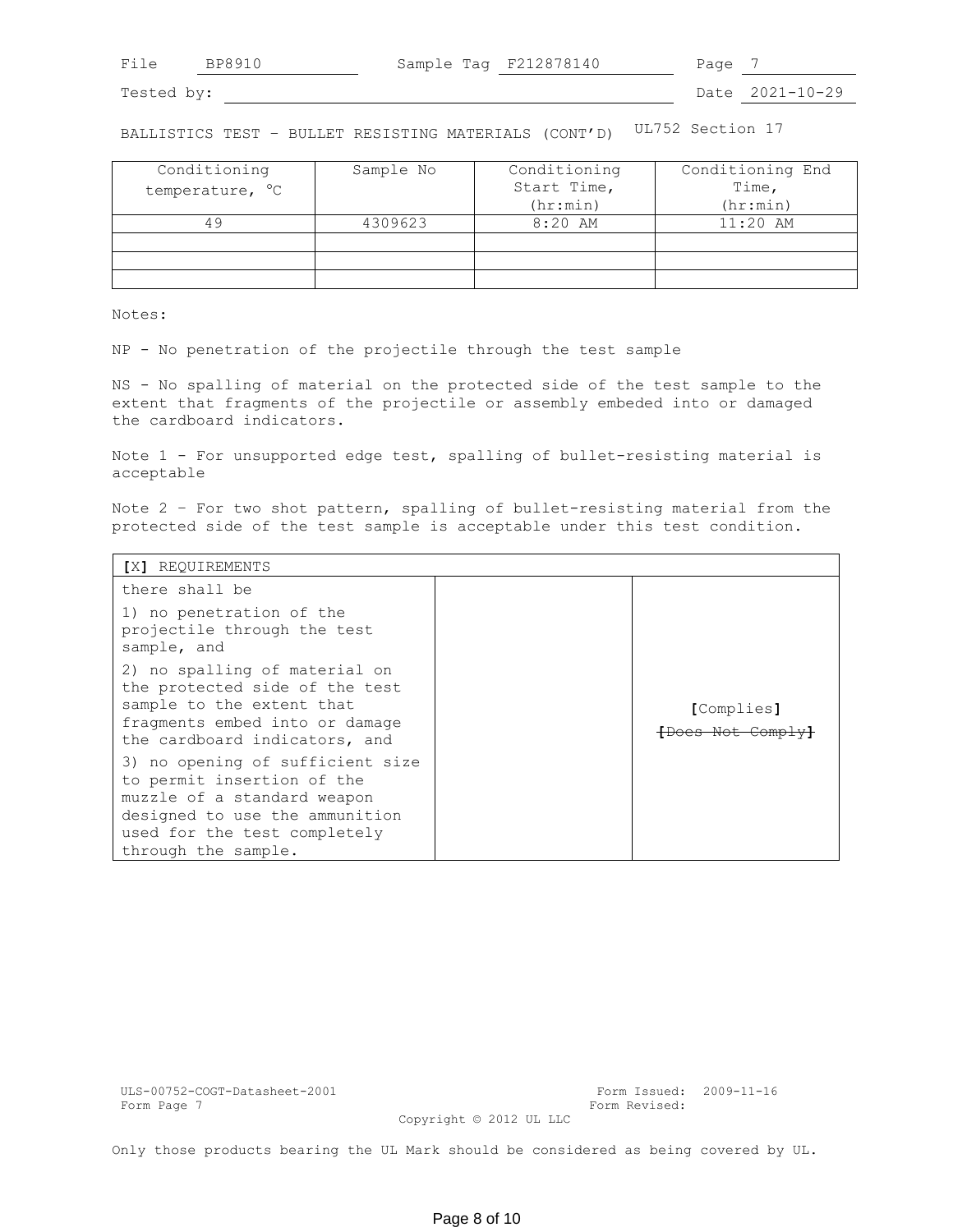File BP8910 Sample Tag F212878140 Page 7

Tested by: Date 2021-10-29

BALLISTICS TEST – BULLET RESISTING MATERIALS (CONT'D) UL752 Section 17

| Conditioning temperature, °C | Sample No | Conditioning Start Time, (hr:min) | Conditioning End Time, (hr:min) |
|---|---|---|---|
| 49 | 4309623 | 8:20 AM | 11:20 AM |
| | | | |
| | | | |
| | | | |

Notes:

NP - No penetration of the projectile through the test sample

NS - No spalling of material on the protected side of the test sample to the extent that fragments of the projectile or assembly embeded into or damaged the cardboard indicators.

Note 1 - For unsupported edge test, spalling of bullet-resisting material is acceptable

Note 2 – For two shot pattern, spalling of bullet-resisting material from the protected side of the test sample is acceptable under this test condition.

| [X] REQUIREMENTS | | |
|---|---|---|
| there shall be<br>1) no penetration of the projectile through the test sample, and<br>2) no spalling of material on the protected side of the test sample to the extent that fragments embed into or damage the cardboard indicators, and<br>3) no opening of sufficient size to permit insertion of the muzzle of a standard weapon designed to use the ammunition used for the test completely through the sample. | | [Complies]<br>~~[Does Not Comply]~~ |

ULS-00752-COGT-Datasheet-2001 Form Issued: 2009-11-16
Form Page 7 Form Revised:
Copyright © 2012 UL LLC

Only those products bearing the UL Mark should be considered as being covered by UL.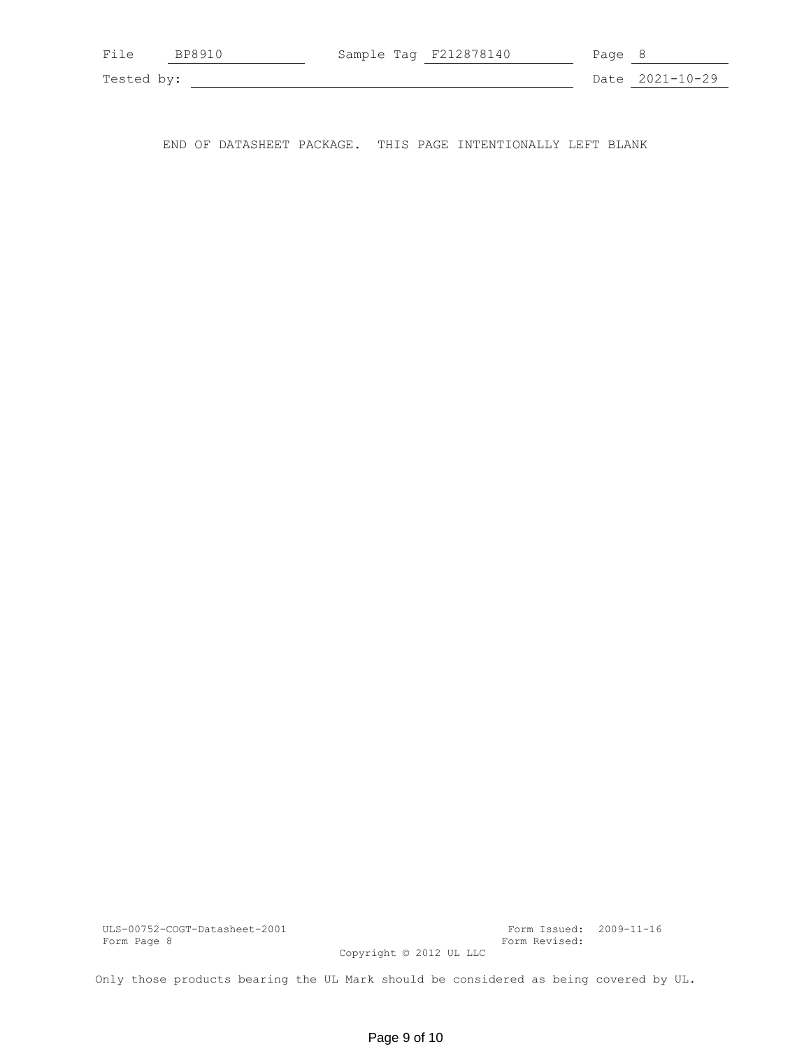END OF DATASHEET PACKAGE. THIS PAGE INTENTIONALLY LEFT BLANK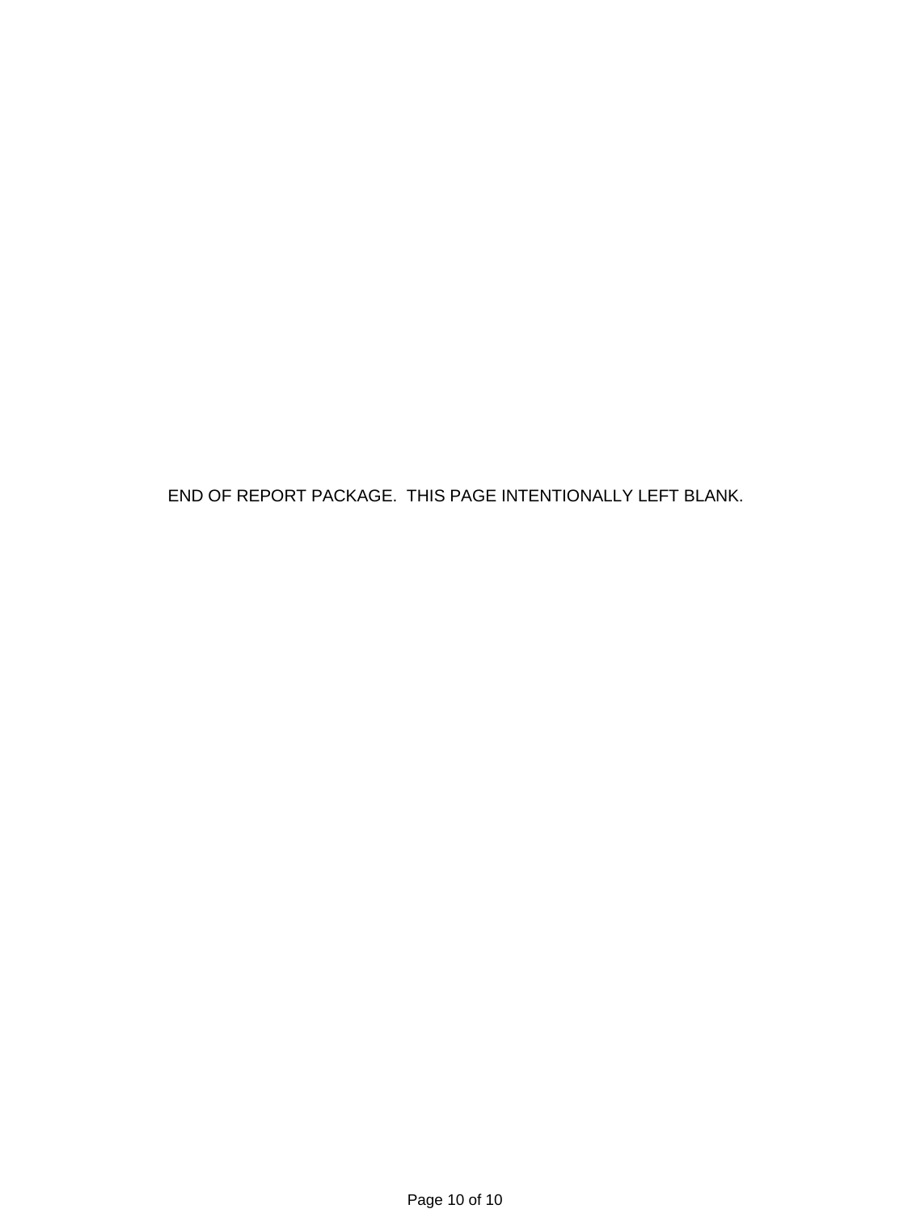END OF REPORT PACKAGE.  THIS PAGE INTENTIONALLY LEFT BLANK.